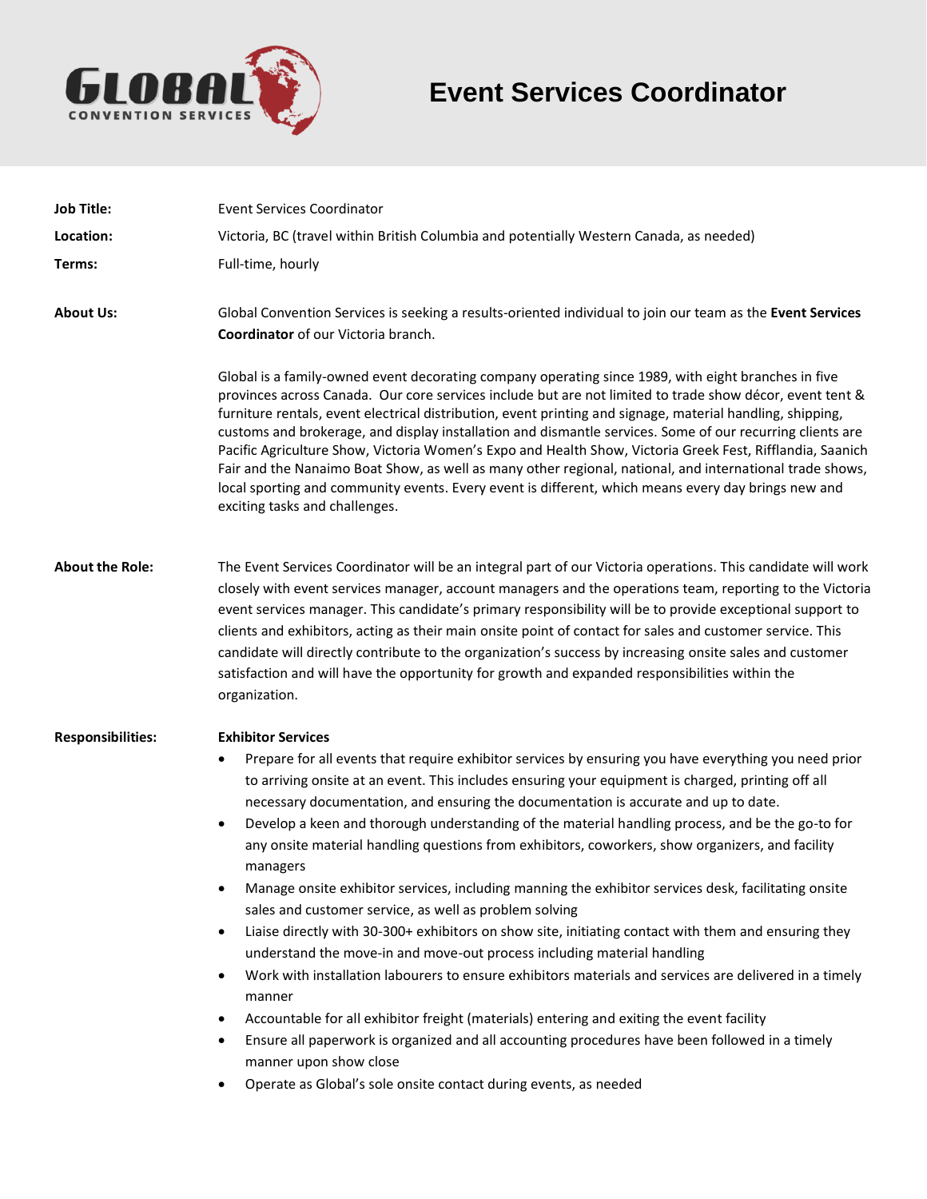# Event Services Coordinator

**Job Title:** Event Services Coordinator

**Location:** Victoria, BC (travel within British Columbia and potentially Western Canada, as needed)

**Terms:** Full-time, hourly

**About Us:**

Global Convention Services is seeking a results-oriented individual to join our team as the **Event Services Coordinator** of our Victoria branch.

Global is a family-owned event decorating company operating since 1989, with eight branches in five provinces across Canada. Our core services include but are not limited to trade show décor, event tent & furniture rentals, event electrical distribution, event printing and signage, material handling, shipping, customs and brokerage, and display installation and dismantle services. Some of our recurring clients are Pacific Agriculture Show, Victoria Women's Expo and Health Show, Victoria Greek Fest, Rifflandia, Saanich Fair and the Nanaimo Boat Show, as well as many other regional, national, and international trade shows, local sporting and community events. Every event is different, which means every day brings new and exciting tasks and challenges.

**About the Role:**

The Event Services Coordinator will be an integral part of our Victoria operations. This candidate will work closely with event services manager, account managers and the operations team, reporting to the Victoria event services manager. This candidate's primary responsibility will be to provide exceptional support to clients and exhibitors, acting as their main onsite point of contact for sales and customer service. This candidate will directly contribute to the organization's success by increasing onsite sales and customer satisfaction and will have the opportunity for growth and expanded responsibilities within the organization.

**Responsibilities:**

**Exhibitor Services**

- Prepare for all events that require exhibitor services by ensuring you have everything you need prior to arriving onsite at an event. This includes ensuring your equipment is charged, printing off all necessary documentation, and ensuring the documentation is accurate and up to date.
- Develop a keen and thorough understanding of the material handling process, and be the go-to for any onsite material handling questions from exhibitors, coworkers, show organizers, and facility managers
- Manage onsite exhibitor services, including manning the exhibitor services desk, facilitating onsite sales and customer service, as well as problem solving
- Liaise directly with 30-300+ exhibitors on show site, initiating contact with them and ensuring they understand the move-in and move-out process including material handling
- Work with installation labourers to ensure exhibitors materials and services are delivered in a timely manner
- Accountable for all exhibitor freight (materials) entering and exiting the event facility
- Ensure all paperwork is organized and all accounting procedures have been followed in a timely manner upon show close
- Operate as Global's sole onsite contact during events, as needed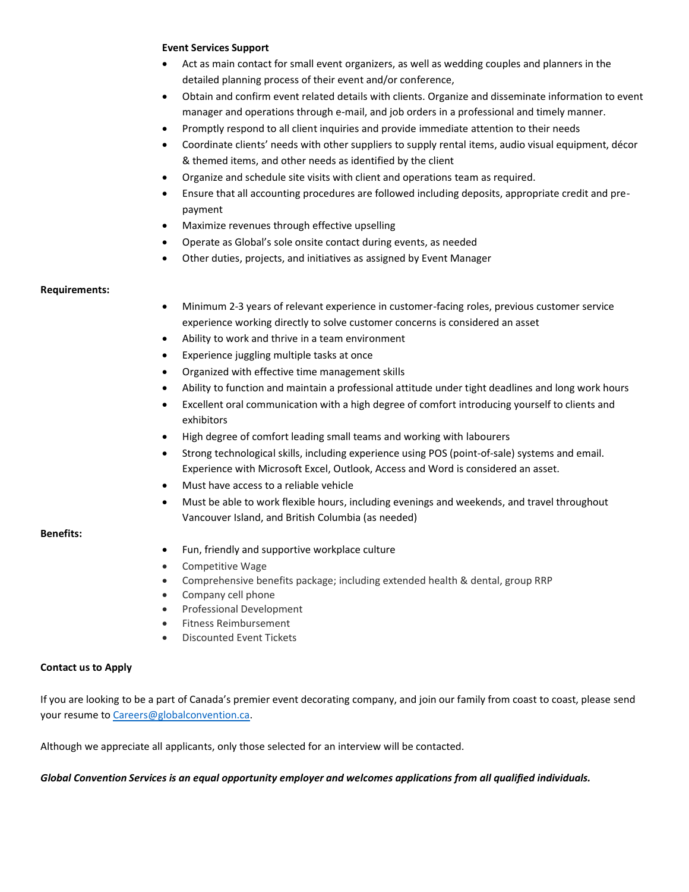**Event Services Support**

- Act as main contact for small event organizers, as well as wedding couples and planners in the detailed planning process of their event and/or conference,
- Obtain and confirm event related details with clients. Organize and disseminate information to event manager and operations through e-mail, and job orders in a professional and timely manner.
- Promptly respond to all client inquiries and provide immediate attention to their needs
- Coordinate clients' needs with other suppliers to supply rental items, audio visual equipment, décor & themed items, and other needs as identified by the client
- Organize and schedule site visits with client and operations team as required.
- Ensure that all accounting procedures are followed including deposits, appropriate credit and pre-payment
- Maximize revenues through effective upselling
- Operate as Global's sole onsite contact during events, as needed
- Other duties, projects, and initiatives as assigned by Event Manager

**Requirements:**

- Minimum 2-3 years of relevant experience in customer-facing roles, previous customer service experience working directly to solve customer concerns is considered an asset
- Ability to work and thrive in a team environment
- Experience juggling multiple tasks at once
- Organized with effective time management skills
- Ability to function and maintain a professional attitude under tight deadlines and long work hours
- Excellent oral communication with a high degree of comfort introducing yourself to clients and exhibitors
- High degree of comfort leading small teams and working with labourers
- Strong technological skills, including experience using POS (point-of-sale) systems and email. Experience with Microsoft Excel, Outlook, Access and Word is considered an asset.
- Must have access to a reliable vehicle
- Must be able to work flexible hours, including evenings and weekends, and travel throughout Vancouver Island, and British Columbia (as needed)

**Benefits:**

- Fun, friendly and supportive workplace culture
- Competitive Wage
- Comprehensive benefits package; including extended health & dental, group RRP
- Company cell phone
- Professional Development
- Fitness Reimbursement
- Discounted Event Tickets

**Contact us to Apply**

If you are looking to be a part of Canada's premier event decorating company, and join our family from coast to coast, please send your resume to Careers@globalconvention.ca.

Although we appreciate all applicants, only those selected for an interview will be contacted.

***Global Convention Services is an equal opportunity employer and welcomes applications from all qualified individuals.***